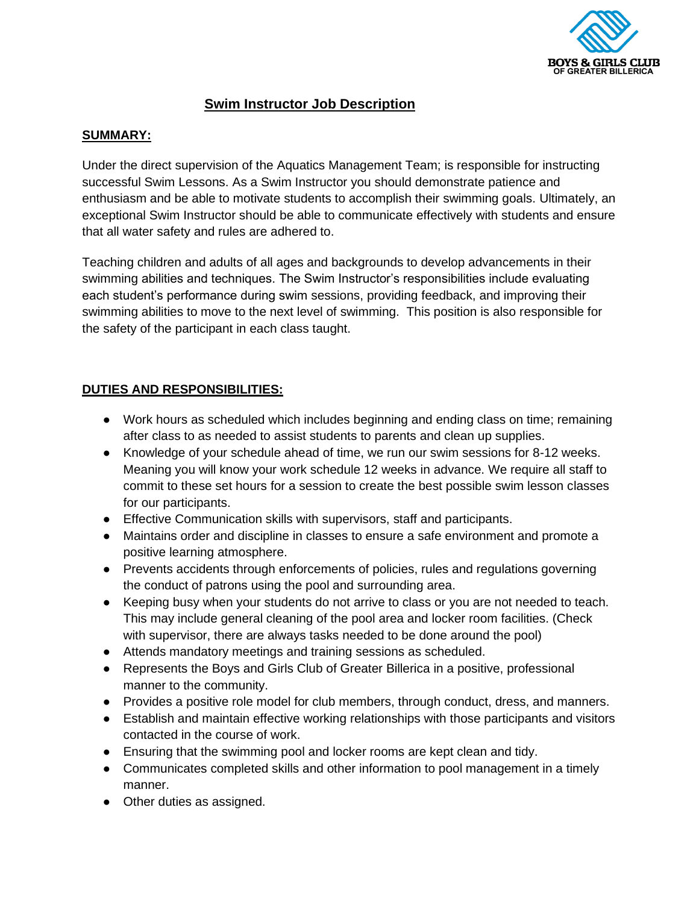BOYS & GIRLS CLUB OF GREATER BILLERICA

# Swim Instructor Job Description

## SUMMARY:

Under the direct supervision of the Aquatics Management Team; is responsible for instructing successful Swim Lessons. As a Swim Instructor you should demonstrate patience and enthusiasm and be able to motivate students to accomplish their swimming goals. Ultimately, an exceptional Swim Instructor should be able to communicate effectively with students and ensure that all water safety and rules are adhered to.

Teaching children and adults of all ages and backgrounds to develop advancements in their swimming abilities and techniques. The Swim Instructor's responsibilities include evaluating each student's performance during swim sessions, providing feedback, and improving their swimming abilities to move to the next level of swimming. This position is also responsible for the safety of the participant in each class taught.

## DUTIES AND RESPONSIBILITIES:

- Work hours as scheduled which includes beginning and ending class on time; remaining after class to as needed to assist students to parents and clean up supplies.
- Knowledge of your schedule ahead of time, we run our swim sessions for 8-12 weeks. Meaning you will know your work schedule 12 weeks in advance. We require all staff to commit to these set hours for a session to create the best possible swim lesson classes for our participants.
- Effective Communication skills with supervisors, staff and participants.
- Maintains order and discipline in classes to ensure a safe environment and promote a positive learning atmosphere.
- Prevents accidents through enforcements of policies, rules and regulations governing the conduct of patrons using the pool and surrounding area.
- Keeping busy when your students do not arrive to class or you are not needed to teach. This may include general cleaning of the pool area and locker room facilities. (Check with supervisor, there are always tasks needed to be done around the pool)
- Attends mandatory meetings and training sessions as scheduled.
- Represents the Boys and Girls Club of Greater Billerica in a positive, professional manner to the community.
- Provides a positive role model for club members, through conduct, dress, and manners.
- Establish and maintain effective working relationships with those participants and visitors contacted in the course of work.
- Ensuring that the swimming pool and locker rooms are kept clean and tidy.
- Communicates completed skills and other information to pool management in a timely manner.
- Other duties as assigned.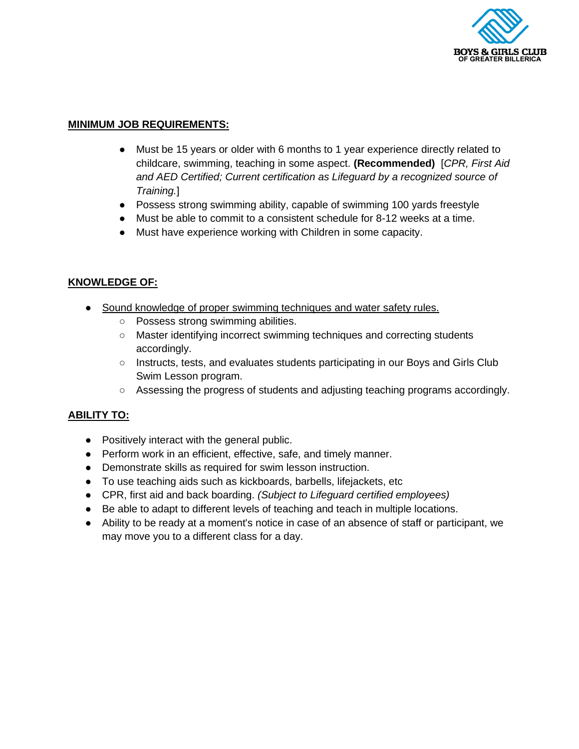**MINIMUM JOB REQUIREMENTS:**

- Must be 15 years or older with 6 months to 1 year experience directly related to childcare, swimming, teaching in some aspect. **(Recommended)** [*CPR, First Aid and AED Certified; Current certification as Lifeguard by a recognized source of Training.*]
- Possess strong swimming ability, capable of swimming 100 yards freestyle
- Must be able to commit to a consistent schedule for 8-12 weeks at a time.
- Must have experience working with Children in some capacity.

**KNOWLEDGE OF:**

- Sound knowledge of proper swimming techniques and water safety rules.
  - Possess strong swimming abilities.
  - Master identifying incorrect swimming techniques and correcting students accordingly.
  - Instructs, tests, and evaluates students participating in our Boys and Girls Club Swim Lesson program.
  - Assessing the progress of students and adjusting teaching programs accordingly.

**ABILITY TO:**

- Positively interact with the general public.
- Perform work in an efficient, effective, safe, and timely manner.
- Demonstrate skills as required for swim lesson instruction.
- To use teaching aids such as kickboards, barbells, lifejackets, etc
- CPR, first aid and back boarding. *(Subject to Lifeguard certified employees)*
- Be able to adapt to different levels of teaching and teach in multiple locations.
- Ability to be ready at a moment's notice in case of an absence of staff or participant, we may move you to a different class for a day.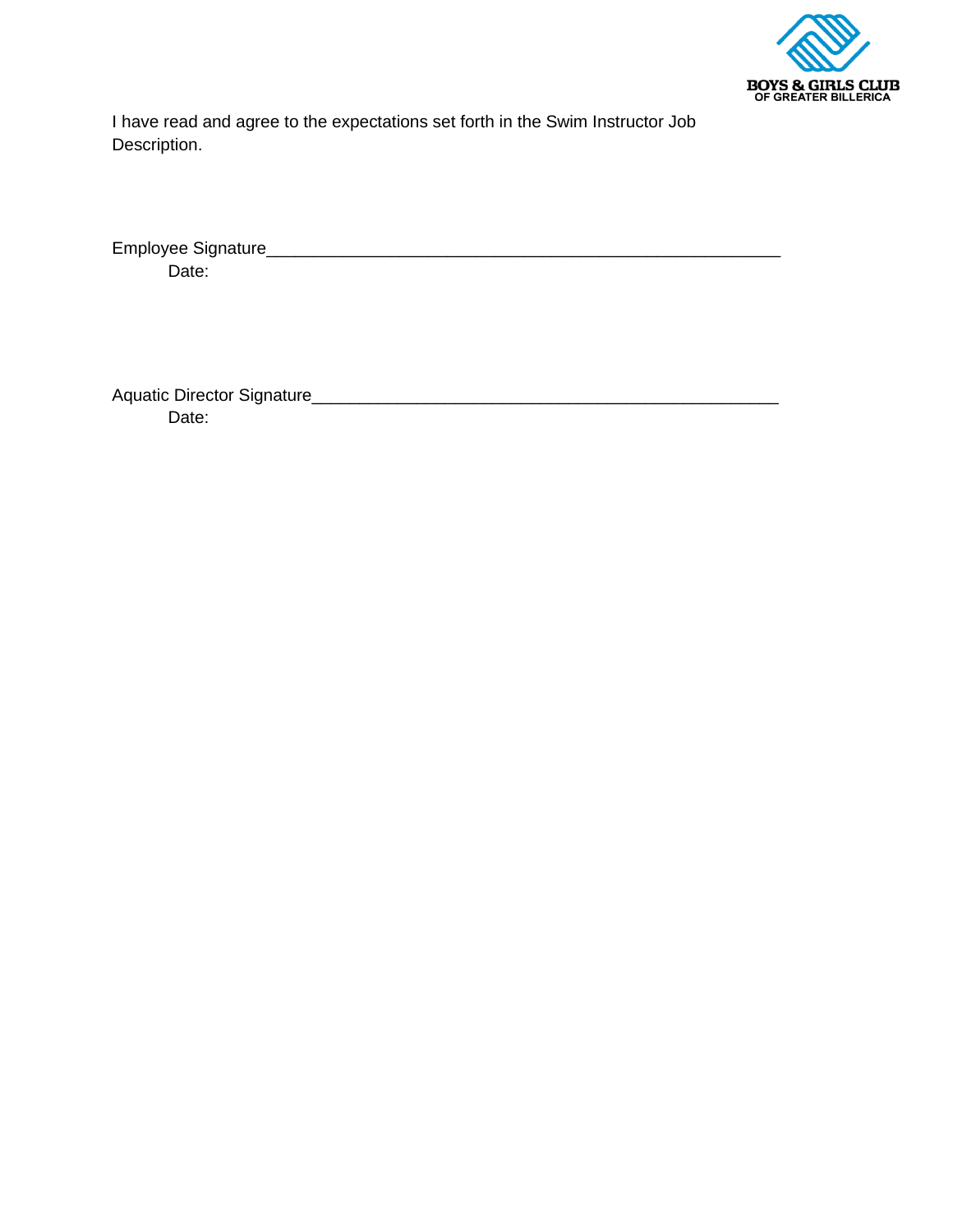BOYS & GIRLS CLUB
OF GREATER BILLERICA

I have read and agree to the expectations set forth in the Swim Instructor Job Description.

Employee Signature_______________________________________________________

Date:

Aquatic Director Signature__________________________________________________

Date: